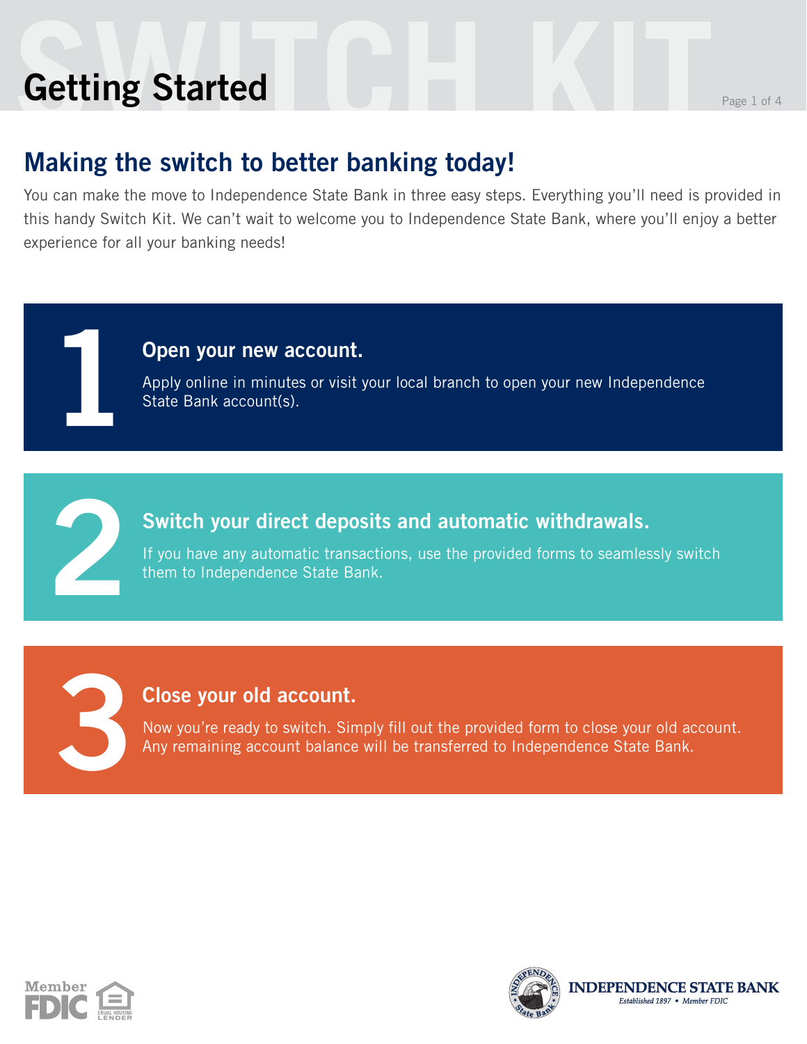# Getting Started

## Making the switch to better banking today!

You can make the move to Independence State Bank in three easy steps. Everything you'll need is provided in this handy Switch Kit. We can't wait to welcome you to Independence State Bank, where you'll enjoy a better experience for all your banking needs!

### 1 Open your new account.

Apply online in minutes or visit your local branch to open your new Independence State Bank account(s).

### 2 Switch your direct deposits and automatic withdrawals.

If you have any automatic transactions, use the provided forms to seamlessly switch them to Independence State Bank.

### 3 Close your old account.

Now you're ready to switch. Simply fill out the provided form to close your old account. Any remaining account balance will be transferred to Independence State Bank.

Member FDIC | Equal Housing Lender

INDEPENDENCE STATE BANK
*Established 1897 • Member FDIC*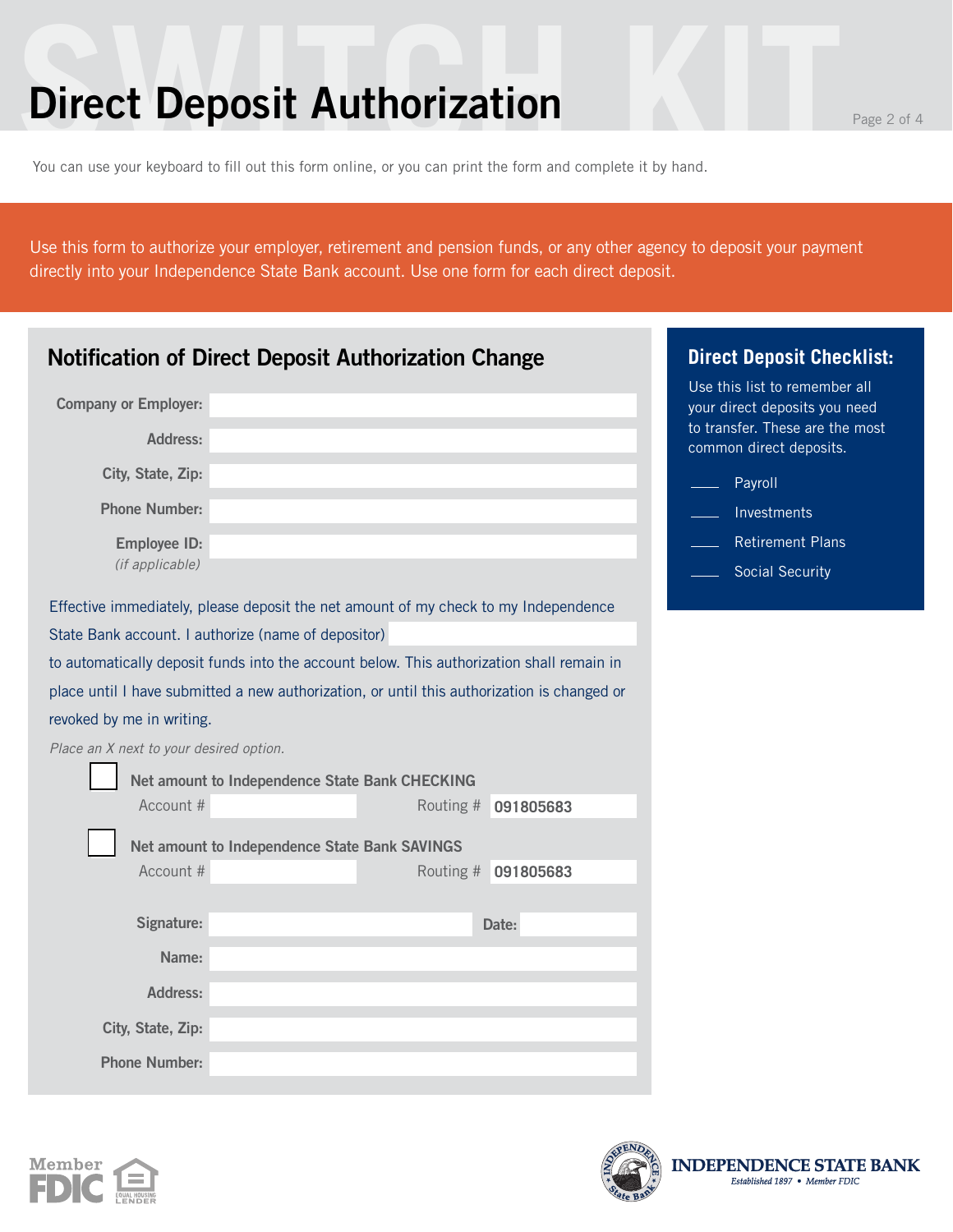# Direct Deposit Authorization

You can use your keyboard to fill out this form online, or you can print the form and complete it by hand.

Use this form to authorize your employer, retirement and pension funds, or any other agency to deposit your payment directly into your Independence State Bank account. Use one form for each direct deposit.

## Notification of Direct Deposit Authorization Change

**Company or Employer:** ____________________

**Address:** ____________________

**City, State, Zip:** ____________________

**Phone Number:** ____________________

**Employee ID:** ____________________
*(if applicable)*

Effective immediately, please deposit the net amount of my check to my Independence State Bank account. I authorize (name of depositor) ____________________ to automatically deposit funds into the account below. This authorization shall remain in place until I have submitted a new authorization, or until this authorization is changed or revoked by me in writing.

*Place an X next to your desired option.*

☐ **Net amount to Independence State Bank CHECKING**
Account # ____________ Routing # **091805683**

☐ **Net amount to Independence State Bank SAVINGS**
Account # ____________ Routing # **091805683**

**Signature:** ____________________ **Date:** ____________

**Name:** ____________________

**Address:** ____________________

**City, State, Zip:** ____________________

**Phone Number:** ____________________

## Direct Deposit Checklist:

Use this list to remember all your direct deposits you need to transfer. These are the most common direct deposits.

- ____ Payroll
- ____ Investments
- ____ Retirement Plans
- ____ Social Security

Member FDIC | Equal Housing Lender

INDEPENDENCE STATE BANK
*Established 1897 • Member FDIC*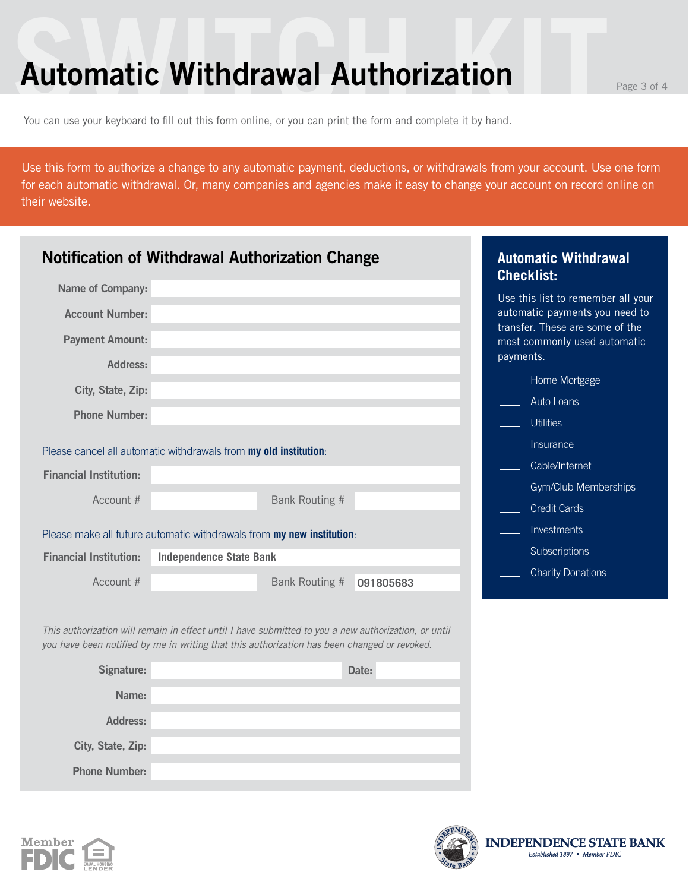# Automatic Withdrawal Authorization

You can use your keyboard to fill out this form online, or you can print the form and complete it by hand.

Use this form to authorize a change to any automatic payment, deductions, or withdrawals from your account. Use one form for each automatic withdrawal. Or, many companies and agencies make it easy to change your account on record online on their website.

## Notification of Withdrawal Authorization Change

Name of Company:

Account Number:

Payment Amount:

Address:

City, State, Zip:

Phone Number:

Please cancel all automatic withdrawals from **my old institution**:

Financial Institution:

Account # Bank Routing #

Please make all future automatic withdrawals from **my new institution**:

Financial Institution: **Independence State Bank**

Account # Bank Routing # **091805683**

*This authorization will remain in effect until I have submitted to you a new authorization, or until you have been notified by me in writing that this authorization has been changed or revoked.*

Signature: Date:

Name:

Address:

City, State, Zip:

Phone Number:

## Automatic Withdrawal Checklist:

Use this list to remember all your automatic payments you need to transfer. These are some of the most commonly used automatic payments.

- ____ Home Mortgage
- ____ Auto Loans
- ____ Utilities
- ____ Insurance
- ____ Cable/Internet
- ____ Gym/Club Memberships
- ____ Credit Cards
- ____ Investments
- ____ Subscriptions
- ____ Charity Donations

Member FDIC EQUAL HOUSING LENDER

INDEPENDENCE STATE BANK
*Established 1897 • Member FDIC*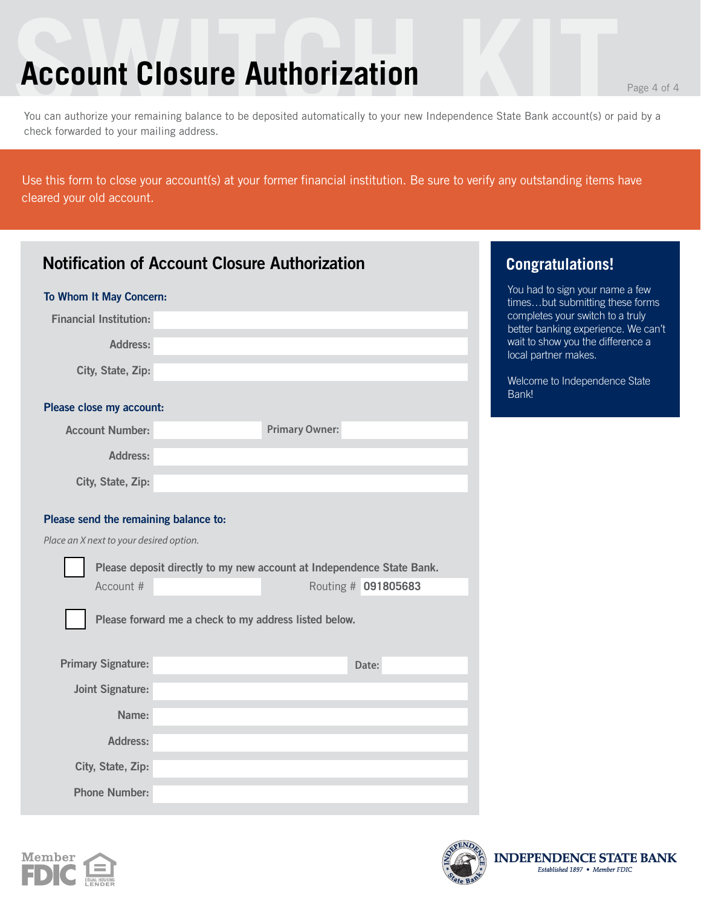# Account Closure Authorization

You can authorize your remaining balance to be deposited automatically to your new Independence State Bank account(s) or paid by a check forwarded to your mailing address.

Use this form to close your account(s) at your former financial institution. Be sure to verify any outstanding items have cleared your old account.

## Notification of Account Closure Authorization

**To Whom It May Concern:**

**Financial Institution:**

**Address:**

**City, State, Zip:**

**Please close my account:**

**Account Number:** **Primary Owner:**

**Address:**

**City, State, Zip:**

**Please send the remaining balance to:**

*Place an X next to your desired option.*

☐ **Please deposit directly to my new account at Independence State Bank.**

Account # Routing # **091805683**

☐ **Please forward me a check to my address listed below.**

**Primary Signature:** **Date:**

**Joint Signature:**

**Name:**

**Address:**

**City, State, Zip:**

**Phone Number:**

## Congratulations!

You had to sign your name a few times…but submitting these forms completes your switch to a truly better banking experience. We can't wait to show you the difference a local partner makes.

Welcome to Independence State Bank!

Member FDIC

Equal Housing Lender

INDEPENDENCE STATE BANK

*Established 1897 • Member FDIC*